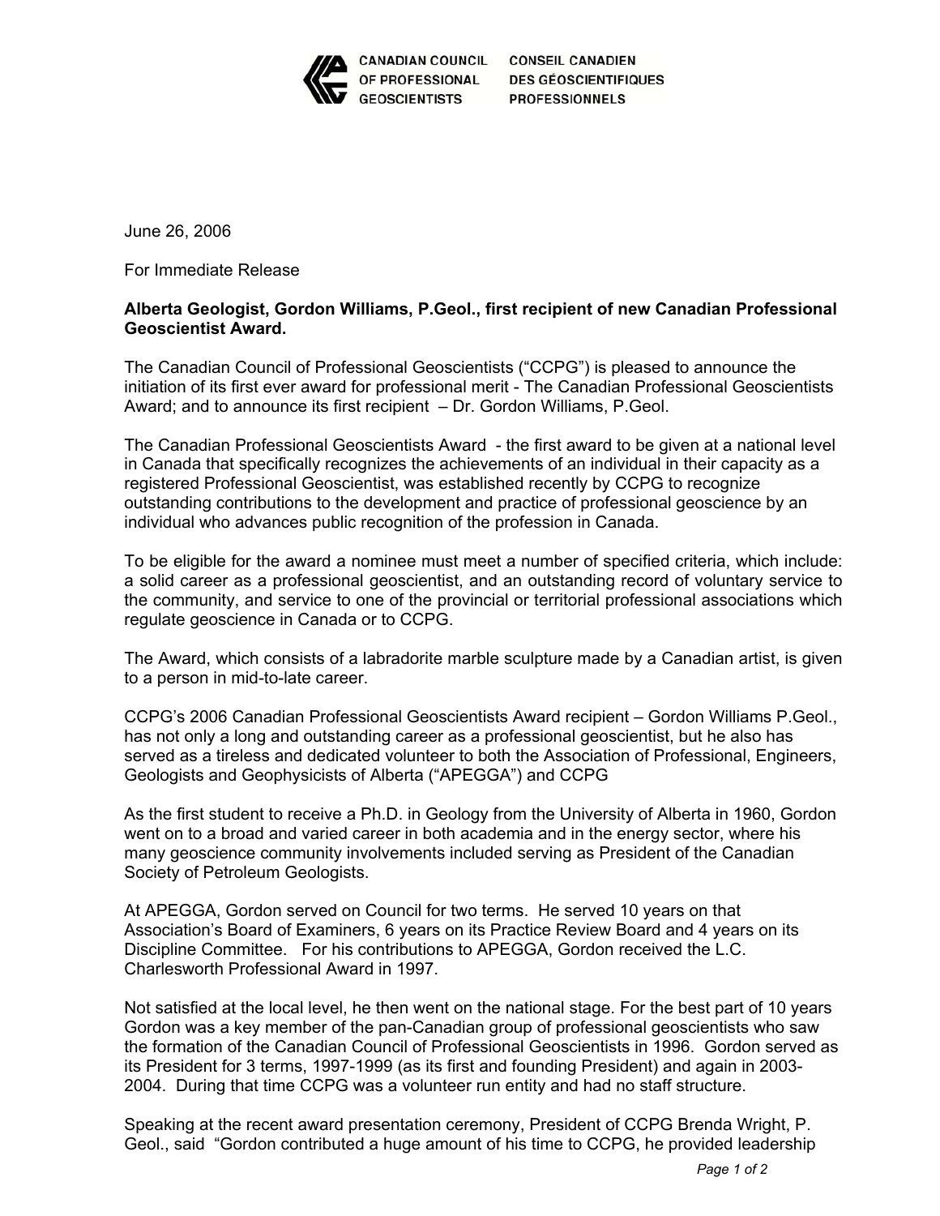CANADIAN COUNCIL OF PROFESSIONAL GEOSCIENTISTS | CONSEIL CANADIEN DES GÉOSCIENTIFIQUES PROFESSIONNELS

June 26, 2006

For Immediate Release

**Alberta Geologist, Gordon Williams, P.Geol., first recipient of new Canadian Professional Geoscientist Award.**

The Canadian Council of Professional Geoscientists ("CCPG") is pleased to announce the initiation of its first ever award for professional merit - The Canadian Professional Geoscientists Award; and to announce its first recipient – Dr. Gordon Williams, P.Geol.

The Canadian Professional Geoscientists Award - the first award to be given at a national level in Canada that specifically recognizes the achievements of an individual in their capacity as a registered Professional Geoscientist, was established recently by CCPG to recognize outstanding contributions to the development and practice of professional geoscience by an individual who advances public recognition of the profession in Canada.

To be eligible for the award a nominee must meet a number of specified criteria, which include: a solid career as a professional geoscientist, and an outstanding record of voluntary service to the community, and service to one of the provincial or territorial professional associations which regulate geoscience in Canada or to CCPG.

The Award, which consists of a labradorite marble sculpture made by a Canadian artist, is given to a person in mid-to-late career.

CCPG's 2006 Canadian Professional Geoscientists Award recipient – Gordon Williams P.Geol., has not only a long and outstanding career as a professional geoscientist, but he also has served as a tireless and dedicated volunteer to both the Association of Professional, Engineers, Geologists and Geophysicists of Alberta ("APEGGA") and CCPG

As the first student to receive a Ph.D. in Geology from the University of Alberta in 1960, Gordon went on to a broad and varied career in both academia and in the energy sector, where his many geoscience community involvements included serving as President of the Canadian Society of Petroleum Geologists.

At APEGGA, Gordon served on Council for two terms. He served 10 years on that Association's Board of Examiners, 6 years on its Practice Review Board and 4 years on its Discipline Committee. For his contributions to APEGGA, Gordon received the L.C. Charlesworth Professional Award in 1997.

Not satisfied at the local level, he then went on the national stage. For the best part of 10 years Gordon was a key member of the pan-Canadian group of professional geoscientists who saw the formation of the Canadian Council of Professional Geoscientists in 1996. Gordon served as its President for 3 terms, 1997-1999 (as its first and founding President) and again in 2003-2004. During that time CCPG was a volunteer run entity and had no staff structure.

Speaking at the recent award presentation ceremony, President of CCPG Brenda Wright, P. Geol., said "Gordon contributed a huge amount of his time to CCPG, he provided leadership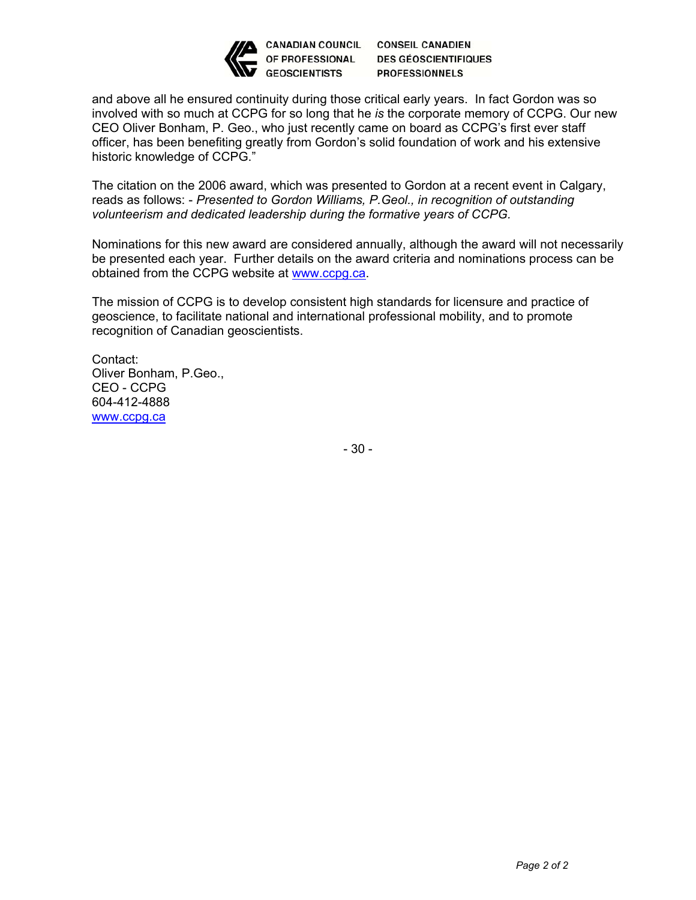and above all he ensured continuity during those critical early years. In fact Gordon was so involved with so much at CCPG for so long that he *is* the corporate memory of CCPG. Our new CEO Oliver Bonham, P. Geo., who just recently came on board as CCPG's first ever staff officer, has been benefiting greatly from Gordon's solid foundation of work and his extensive historic knowledge of CCPG."

The citation on the 2006 award, which was presented to Gordon at a recent event in Calgary, reads as follows: - *Presented to Gordon Williams, P.Geol., in recognition of outstanding volunteerism and dedicated leadership during the formative years of CCPG.*

Nominations for this new award are considered annually, although the award will not necessarily be presented each year. Further details on the award criteria and nominations process can be obtained from the CCPG website at www.ccpg.ca.

The mission of CCPG is to develop consistent high standards for licensure and practice of geoscience, to facilitate national and international professional mobility, and to promote recognition of Canadian geoscientists.

Contact:
Oliver Bonham, P.Geo.,
CEO - CCPG
604-412-4888
www.ccpg.ca

- 30 -